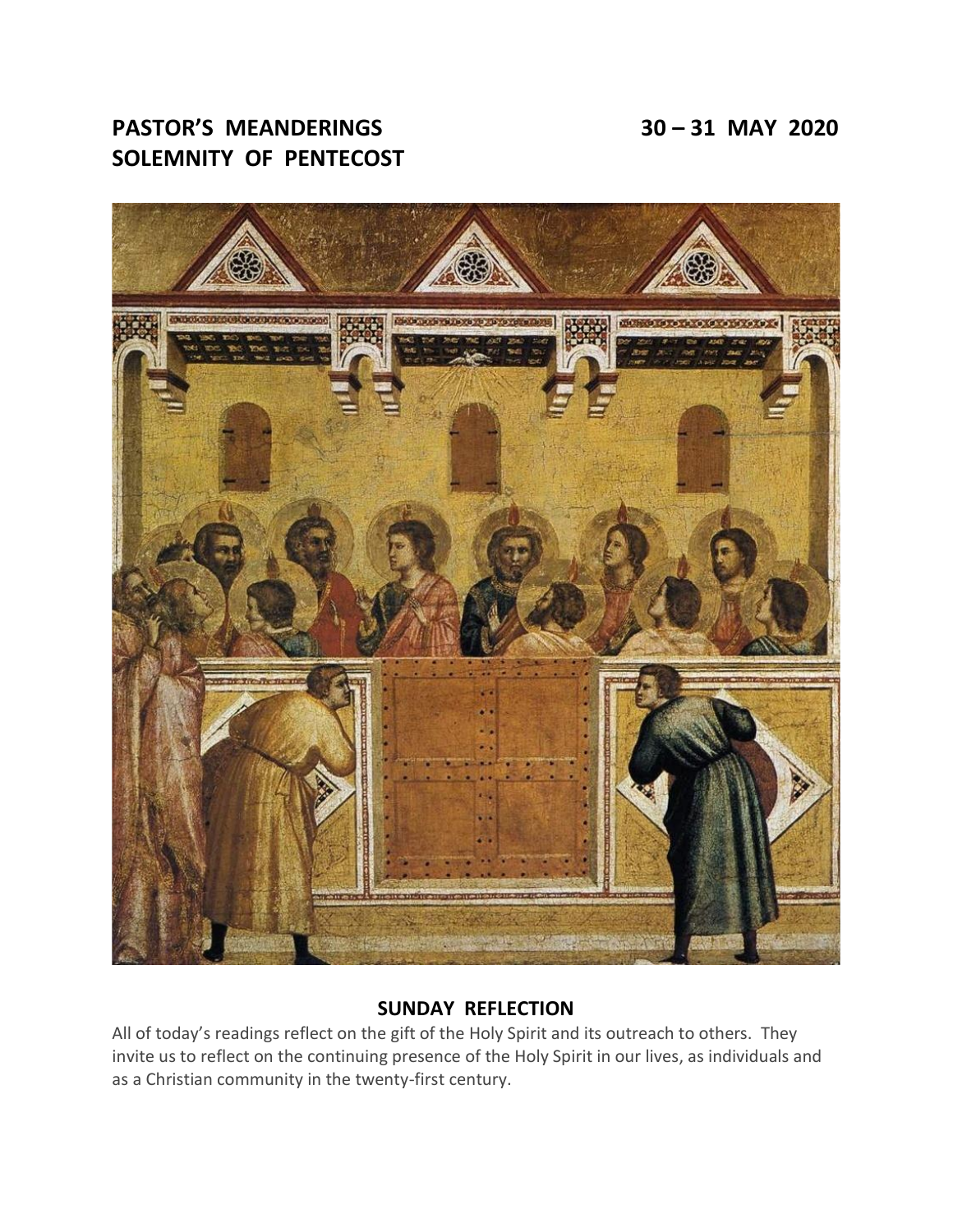**PASTOR'S MEANDERINGS** **30 – 31 MAY 2020**
**SOLEMNITY OF PENTECOST**

## SUNDAY REFLECTION

All of today's readings reflect on the gift of the Holy Spirit and its outreach to others. They invite us to reflect on the continuing presence of the Holy Spirit in our lives, as individuals and as a Christian community in the twenty-first century.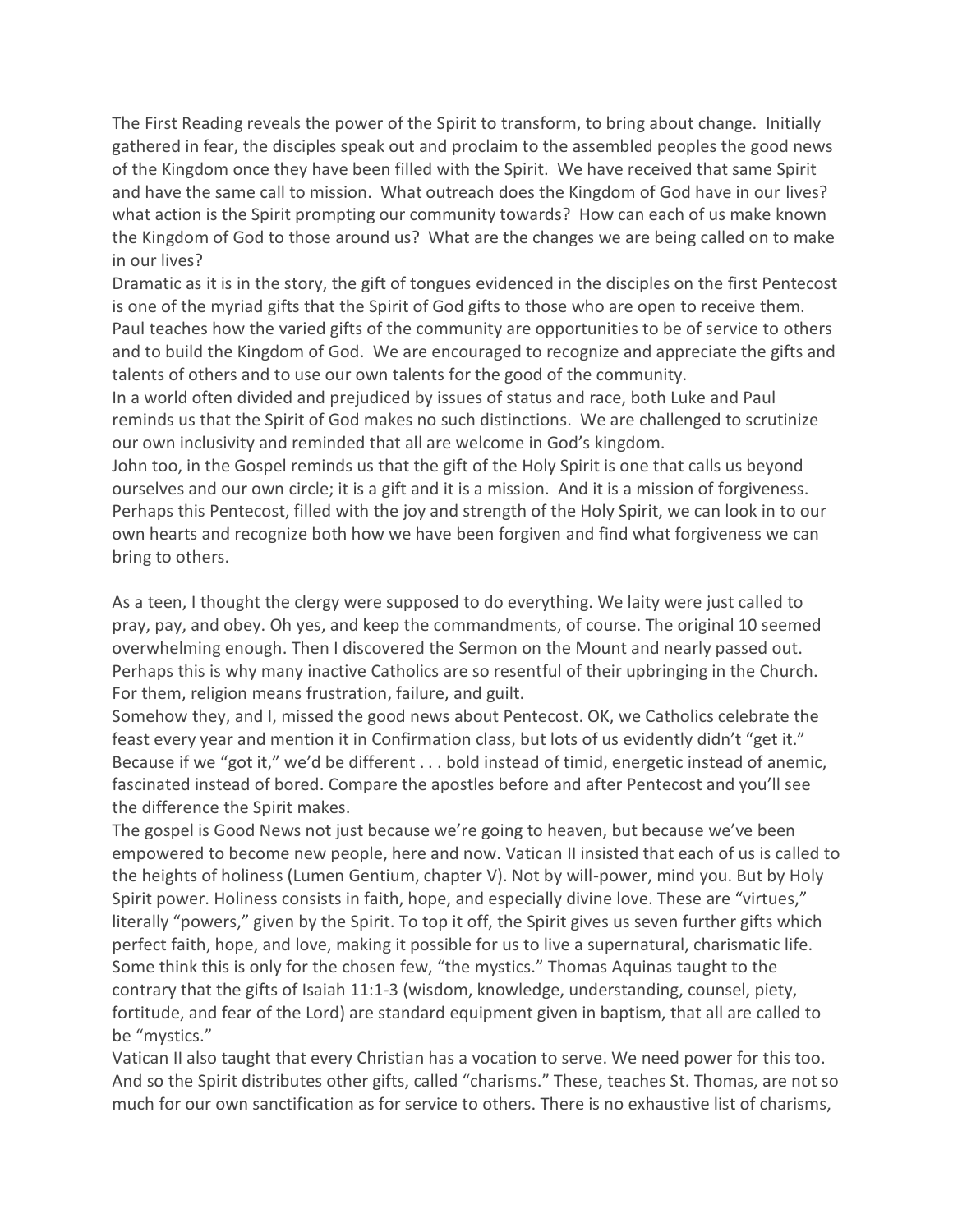The First Reading reveals the power of the Spirit to transform, to bring about change. Initially gathered in fear, the disciples speak out and proclaim to the assembled peoples the good news of the Kingdom once they have been filled with the Spirit. We have received that same Spirit and have the same call to mission. What outreach does the Kingdom of God have in our lives? what action is the Spirit prompting our community towards? How can each of us make known the Kingdom of God to those around us? What are the changes we are being called on to make in our lives?

Dramatic as it is in the story, the gift of tongues evidenced in the disciples on the first Pentecost is one of the myriad gifts that the Spirit of God gifts to those who are open to receive them. Paul teaches how the varied gifts of the community are opportunities to be of service to others and to build the Kingdom of God. We are encouraged to recognize and appreciate the gifts and talents of others and to use our own talents for the good of the community.

In a world often divided and prejudiced by issues of status and race, both Luke and Paul reminds us that the Spirit of God makes no such distinctions. We are challenged to scrutinize our own inclusivity and reminded that all are welcome in God's kingdom.

John too, in the Gospel reminds us that the gift of the Holy Spirit is one that calls us beyond ourselves and our own circle; it is a gift and it is a mission. And it is a mission of forgiveness. Perhaps this Pentecost, filled with the joy and strength of the Holy Spirit, we can look in to our own hearts and recognize both how we have been forgiven and find what forgiveness we can bring to others.

As a teen, I thought the clergy were supposed to do everything. We laity were just called to pray, pay, and obey. Oh yes, and keep the commandments, of course. The original 10 seemed overwhelming enough. Then I discovered the Sermon on the Mount and nearly passed out. Perhaps this is why many inactive Catholics are so resentful of their upbringing in the Church. For them, religion means frustration, failure, and guilt.

Somehow they, and I, missed the good news about Pentecost. OK, we Catholics celebrate the feast every year and mention it in Confirmation class, but lots of us evidently didn't "get it." Because if we "got it," we'd be different . . . bold instead of timid, energetic instead of anemic, fascinated instead of bored. Compare the apostles before and after Pentecost and you'll see the difference the Spirit makes.

The gospel is Good News not just because we're going to heaven, but because we've been empowered to become new people, here and now. Vatican II insisted that each of us is called to the heights of holiness (Lumen Gentium, chapter V). Not by will-power, mind you. But by Holy Spirit power. Holiness consists in faith, hope, and especially divine love. These are "virtues," literally "powers," given by the Spirit. To top it off, the Spirit gives us seven further gifts which perfect faith, hope, and love, making it possible for us to live a supernatural, charismatic life. Some think this is only for the chosen few, "the mystics." Thomas Aquinas taught to the contrary that the gifts of Isaiah 11:1-3 (wisdom, knowledge, understanding, counsel, piety, fortitude, and fear of the Lord) are standard equipment given in baptism, that all are called to be "mystics."

Vatican II also taught that every Christian has a vocation to serve. We need power for this too. And so the Spirit distributes other gifts, called "charisms." These, teaches St. Thomas, are not so much for our own sanctification as for service to others. There is no exhaustive list of charisms,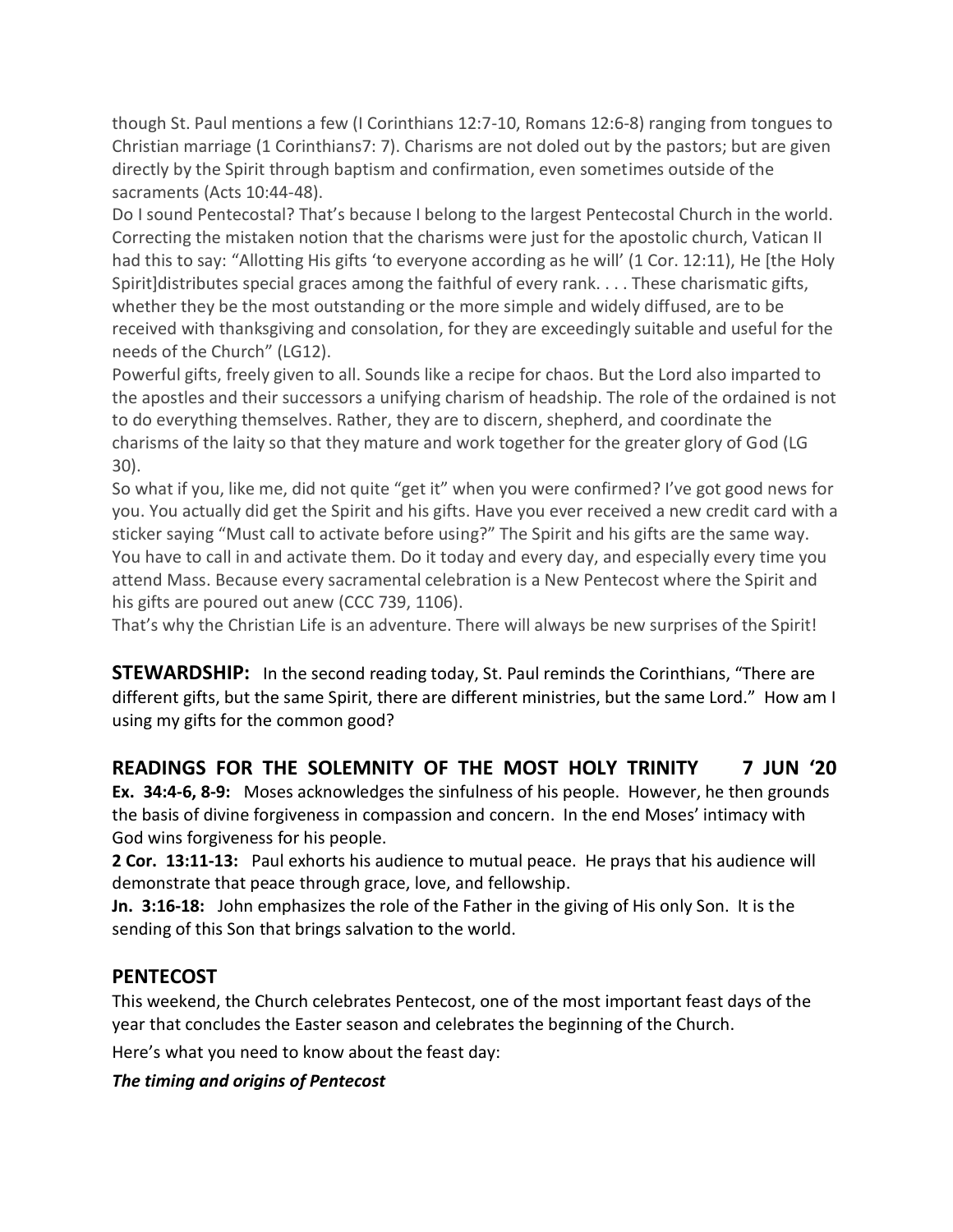though St. Paul mentions a few (I Corinthians 12:7-10, Romans 12:6-8) ranging from tongues to Christian marriage (1 Corinthians7: 7). Charisms are not doled out by the pastors; but are given directly by the Spirit through baptism and confirmation, even sometimes outside of the sacraments (Acts 10:44-48).

Do I sound Pentecostal? That's because I belong to the largest Pentecostal Church in the world. Correcting the mistaken notion that the charisms were just for the apostolic church, Vatican II had this to say: "Allotting His gifts 'to everyone according as he will' (1 Cor. 12:11), He [the Holy Spirit]distributes special graces among the faithful of every rank. . . . These charismatic gifts, whether they be the most outstanding or the more simple and widely diffused, are to be received with thanksgiving and consolation, for they are exceedingly suitable and useful for the needs of the Church" (LG12).

Powerful gifts, freely given to all. Sounds like a recipe for chaos. But the Lord also imparted to the apostles and their successors a unifying charism of headship. The role of the ordained is not to do everything themselves. Rather, they are to discern, shepherd, and coordinate the charisms of the laity so that they mature and work together for the greater glory of God (LG 30).

So what if you, like me, did not quite "get it" when you were confirmed? I've got good news for you. You actually did get the Spirit and his gifts. Have you ever received a new credit card with a sticker saying "Must call to activate before using?" The Spirit and his gifts are the same way. You have to call in and activate them. Do it today and every day, and especially every time you attend Mass. Because every sacramental celebration is a New Pentecost where the Spirit and his gifts are poured out anew (CCC 739, 1106).

That's why the Christian Life is an adventure. There will always be new surprises of the Spirit!

**STEWARDSHIP:** In the second reading today, St. Paul reminds the Corinthians, "There are different gifts, but the same Spirit, there are different ministries, but the same Lord." How am I using my gifts for the common good?

## READINGS FOR THE SOLEMNITY OF THE MOST HOLY TRINITY 7 JUN '20

**Ex. 34:4-6, 8-9:** Moses acknowledges the sinfulness of his people. However, he then grounds the basis of divine forgiveness in compassion and concern. In the end Moses' intimacy with God wins forgiveness for his people.

**2 Cor. 13:11-13:** Paul exhorts his audience to mutual peace. He prays that his audience will demonstrate that peace through grace, love, and fellowship.

**Jn. 3:16-18:** John emphasizes the role of the Father in the giving of His only Son. It is the sending of this Son that brings salvation to the world.

## PENTECOST

This weekend, the Church celebrates Pentecost, one of the most important feast days of the year that concludes the Easter season and celebrates the beginning of the Church.

Here's what you need to know about the feast day:

***The timing and origins of Pentecost***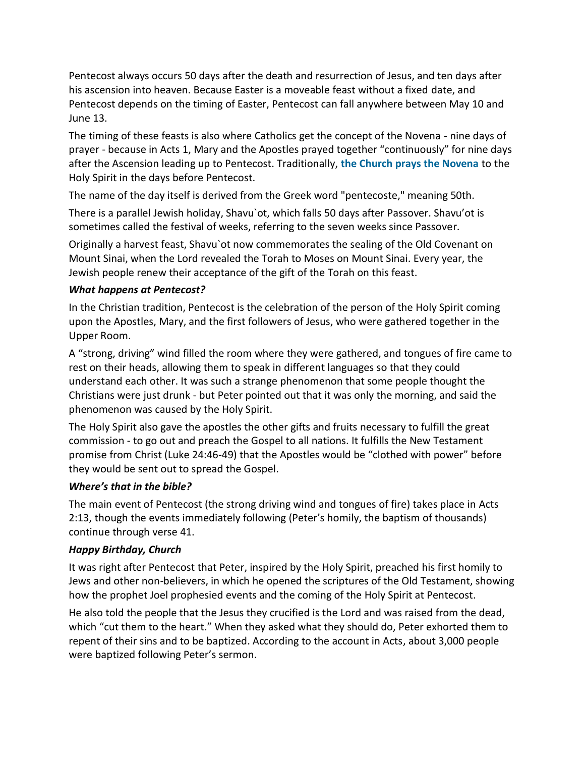Pentecost always occurs 50 days after the death and resurrection of Jesus, and ten days after his ascension into heaven. Because Easter is a moveable feast without a fixed date, and Pentecost depends on the timing of Easter, Pentecost can fall anywhere between May 10 and June 13.

The timing of these feasts is also where Catholics get the concept of the Novena - nine days of prayer - because in Acts 1, Mary and the Apostles prayed together "continuously" for nine days after the Ascension leading up to Pentecost. Traditionally, **the Church prays the Novena** to the Holy Spirit in the days before Pentecost.

The name of the day itself is derived from the Greek word "pentecoste," meaning 50th.

There is a parallel Jewish holiday, Shavu`ot, which falls 50 days after Passover. Shavu'ot is sometimes called the festival of weeks, referring to the seven weeks since Passover.

Originally a harvest feast, Shavu`ot now commemorates the sealing of the Old Covenant on Mount Sinai, when the Lord revealed the Torah to Moses on Mount Sinai. Every year, the Jewish people renew their acceptance of the gift of the Torah on this feast.

### *What happens at Pentecost?*

In the Christian tradition, Pentecost is the celebration of the person of the Holy Spirit coming upon the Apostles, Mary, and the first followers of Jesus, who were gathered together in the Upper Room.

A "strong, driving" wind filled the room where they were gathered, and tongues of fire came to rest on their heads, allowing them to speak in different languages so that they could understand each other. It was such a strange phenomenon that some people thought the Christians were just drunk - but Peter pointed out that it was only the morning, and said the phenomenon was caused by the Holy Spirit.

The Holy Spirit also gave the apostles the other gifts and fruits necessary to fulfill the great commission - to go out and preach the Gospel to all nations. It fulfills the New Testament promise from Christ (Luke 24:46-49) that the Apostles would be "clothed with power" before they would be sent out to spread the Gospel.

### *Where's that in the bible?*

The main event of Pentecost (the strong driving wind and tongues of fire) takes place in Acts 2:13, though the events immediately following (Peter's homily, the baptism of thousands) continue through verse 41.

### *Happy Birthday, Church*

It was right after Pentecost that Peter, inspired by the Holy Spirit, preached his first homily to Jews and other non-believers, in which he opened the scriptures of the Old Testament, showing how the prophet Joel prophesied events and the coming of the Holy Spirit at Pentecost.

He also told the people that the Jesus they crucified is the Lord and was raised from the dead, which "cut them to the heart." When they asked what they should do, Peter exhorted them to repent of their sins and to be baptized. According to the account in Acts, about 3,000 people were baptized following Peter's sermon.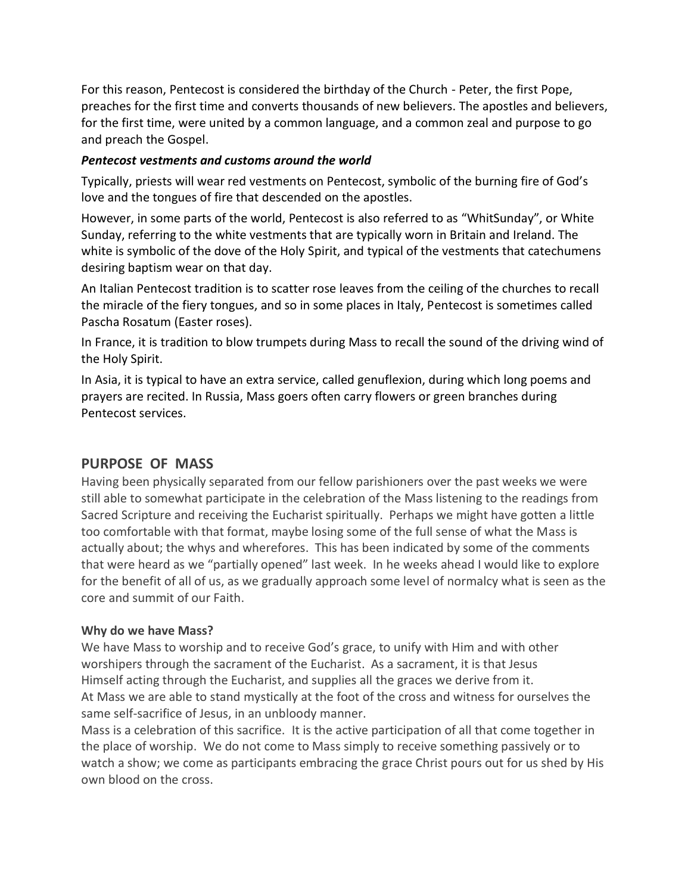For this reason, Pentecost is considered the birthday of the Church - Peter, the first Pope, preaches for the first time and converts thousands of new believers. The apostles and believers, for the first time, were united by a common language, and a common zeal and purpose to go and preach the Gospel.

***Pentecost vestments and customs around the world***

Typically, priests will wear red vestments on Pentecost, symbolic of the burning fire of God's love and the tongues of fire that descended on the apostles.

However, in some parts of the world, Pentecost is also referred to as "WhitSunday", or White Sunday, referring to the white vestments that are typically worn in Britain and Ireland. The white is symbolic of the dove of the Holy Spirit, and typical of the vestments that catechumens desiring baptism wear on that day.

An Italian Pentecost tradition is to scatter rose leaves from the ceiling of the churches to recall the miracle of the fiery tongues, and so in some places in Italy, Pentecost is sometimes called Pascha Rosatum (Easter roses).

In France, it is tradition to blow trumpets during Mass to recall the sound of the driving wind of the Holy Spirit.

In Asia, it is typical to have an extra service, called genuflexion, during which long poems and prayers are recited. In Russia, Mass goers often carry flowers or green branches during Pentecost services.

## PURPOSE OF MASS

Having been physically separated from our fellow parishioners over the past weeks we were still able to somewhat participate in the celebration of the Mass listening to the readings from Sacred Scripture and receiving the Eucharist spiritually. Perhaps we might have gotten a little too comfortable with that format, maybe losing some of the full sense of what the Mass is actually about; the whys and wherefores. This has been indicated by some of the comments that were heard as we "partially opened" last week. In he weeks ahead I would like to explore for the benefit of all of us, as we gradually approach some level of normalcy what is seen as the core and summit of our Faith.

**Why do we have Mass?**

We have Mass to worship and to receive God's grace, to unify with Him and with other worshipers through the sacrament of the Eucharist. As a sacrament, it is that Jesus Himself acting through the Eucharist, and supplies all the graces we derive from it.
At Mass we are able to stand mystically at the foot of the cross and witness for ourselves the same self-sacrifice of Jesus, in an unbloody manner.
Mass is a celebration of this sacrifice. It is the active participation of all that come together in the place of worship. We do not come to Mass simply to receive something passively or to watch a show; we come as participants embracing the grace Christ pours out for us shed by His own blood on the cross.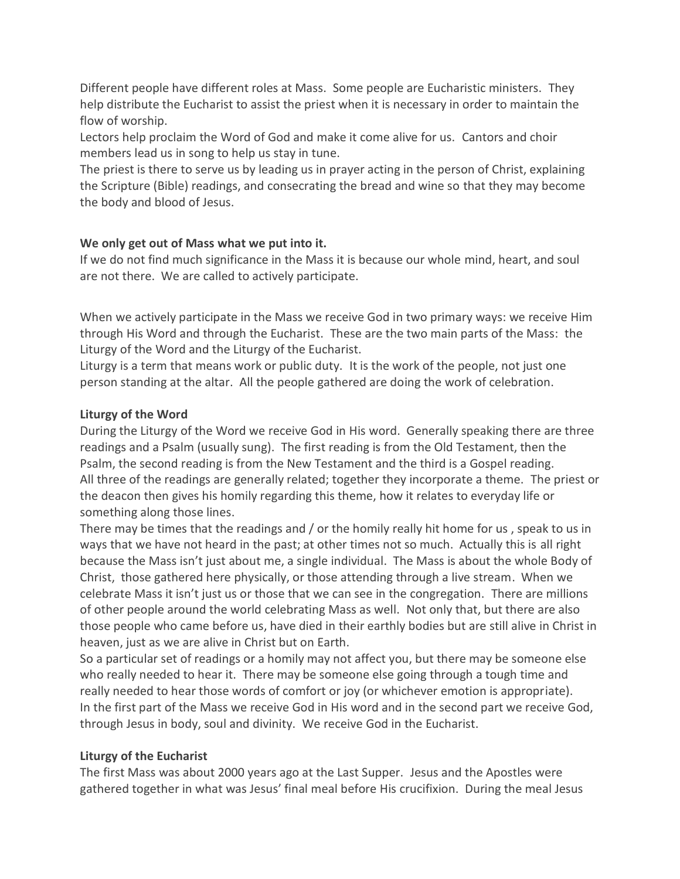Different people have different roles at Mass. Some people are Eucharistic ministers. They help distribute the Eucharist to assist the priest when it is necessary in order to maintain the flow of worship.
Lectors help proclaim the Word of God and make it come alive for us. Cantors and choir members lead us in song to help us stay in tune.
The priest is there to serve us by leading us in prayer acting in the person of Christ, explaining the Scripture (Bible) readings, and consecrating the bread and wine so that they may become the body and blood of Jesus.

**We only get out of Mass what we put into it.**
If we do not find much significance in the Mass it is because our whole mind, heart, and soul are not there. We are called to actively participate.

When we actively participate in the Mass we receive God in two primary ways: we receive Him through His Word and through the Eucharist. These are the two main parts of the Mass: the Liturgy of the Word and the Liturgy of the Eucharist.
Liturgy is a term that means work or public duty. It is the work of the people, not just one person standing at the altar. All the people gathered are doing the work of celebration.

**Liturgy of the Word**
During the Liturgy of the Word we receive God in His word. Generally speaking there are three readings and a Psalm (usually sung). The first reading is from the Old Testament, then the Psalm, the second reading is from the New Testament and the third is a Gospel reading.
All three of the readings are generally related; together they incorporate a theme. The priest or the deacon then gives his homily regarding this theme, how it relates to everyday life or something along those lines.
There may be times that the readings and / or the homily really hit home for us , speak to us in ways that we have not heard in the past; at other times not so much. Actually this is all right because the Mass isn't just about me, a single individual. The Mass is about the whole Body of Christ, those gathered here physically, or those attending through a live stream. When we celebrate Mass it isn't just us or those that we can see in the congregation. There are millions of other people around the world celebrating Mass as well. Not only that, but there are also those people who came before us, have died in their earthly bodies but are still alive in Christ in heaven, just as we are alive in Christ but on Earth.
So a particular set of readings or a homily may not affect you, but there may be someone else who really needed to hear it. There may be someone else going through a tough time and really needed to hear those words of comfort or joy (or whichever emotion is appropriate).
In the first part of the Mass we receive God in His word and in the second part we receive God, through Jesus in body, soul and divinity. We receive God in the Eucharist.

**Liturgy of the Eucharist**
The first Mass was about 2000 years ago at the Last Supper. Jesus and the Apostles were gathered together in what was Jesus' final meal before His crucifixion. During the meal Jesus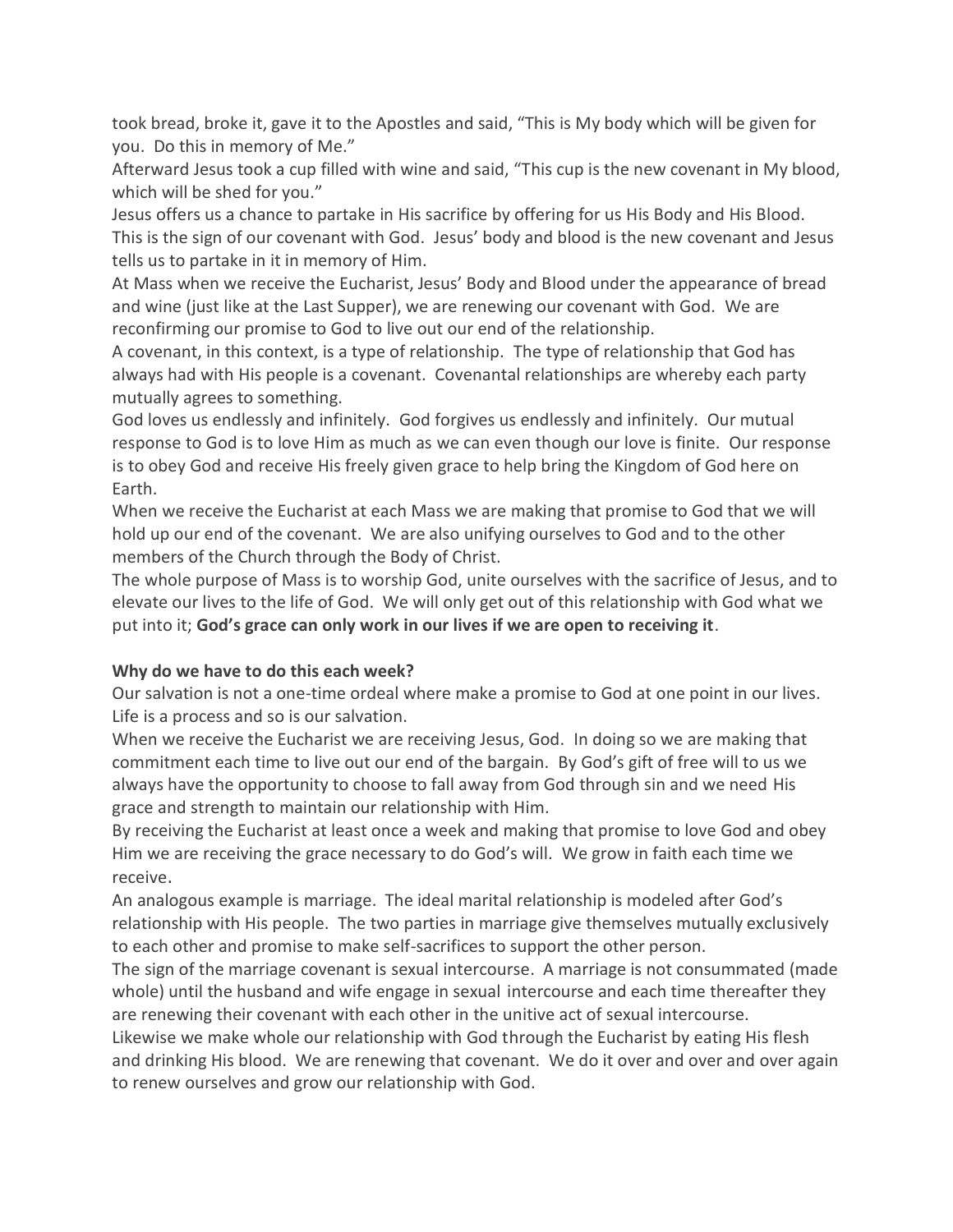took bread, broke it, gave it to the Apostles and said, “This is My body which will be given for you. Do this in memory of Me.”

Afterward Jesus took a cup filled with wine and said, “This cup is the new covenant in My blood, which will be shed for you.”

Jesus offers us a chance to partake in His sacrifice by offering for us His Body and His Blood. This is the sign of our covenant with God. Jesus’ body and blood is the new covenant and Jesus tells us to partake in it in memory of Him.

At Mass when we receive the Eucharist, Jesus’ Body and Blood under the appearance of bread and wine (just like at the Last Supper), we are renewing our covenant with God. We are reconfirming our promise to God to live out our end of the relationship.

A covenant, in this context, is a type of relationship. The type of relationship that God has always had with His people is a covenant. Covenantal relationships are whereby each party mutually agrees to something.

God loves us endlessly and infinitely. God forgives us endlessly and infinitely. Our mutual response to God is to love Him as much as we can even though our love is finite. Our response is to obey God and receive His freely given grace to help bring the Kingdom of God here on Earth.

When we receive the Eucharist at each Mass we are making that promise to God that we will hold up our end of the covenant. We are also unifying ourselves to God and to the other members of the Church through the Body of Christ.

The whole purpose of Mass is to worship God, unite ourselves with the sacrifice of Jesus, and to elevate our lives to the life of God. We will only get out of this relationship with God what we put into it; **God’s grace can only work in our lives if we are open to receiving it**.

**Why do we have to do this each week?**

Our salvation is not a one-time ordeal where make a promise to God at one point in our lives. Life is a process and so is our salvation.

When we receive the Eucharist we are receiving Jesus, God. In doing so we are making that commitment each time to live out our end of the bargain. By God’s gift of free will to us we always have the opportunity to choose to fall away from God through sin and we need His grace and strength to maintain our relationship with Him.

By receiving the Eucharist at least once a week and making that promise to love God and obey Him we are receiving the grace necessary to do God’s will. We grow in faith each time we receive.

An analogous example is marriage. The ideal marital relationship is modeled after God’s relationship with His people. The two parties in marriage give themselves mutually exclusively to each other and promise to make self-sacrifices to support the other person.

The sign of the marriage covenant is sexual intercourse. A marriage is not consummated (made whole) until the husband and wife engage in sexual intercourse and each time thereafter they are renewing their covenant with each other in the unitive act of sexual intercourse.

Likewise we make whole our relationship with God through the Eucharist by eating His flesh and drinking His blood. We are renewing that covenant. We do it over and over and over again to renew ourselves and grow our relationship with God.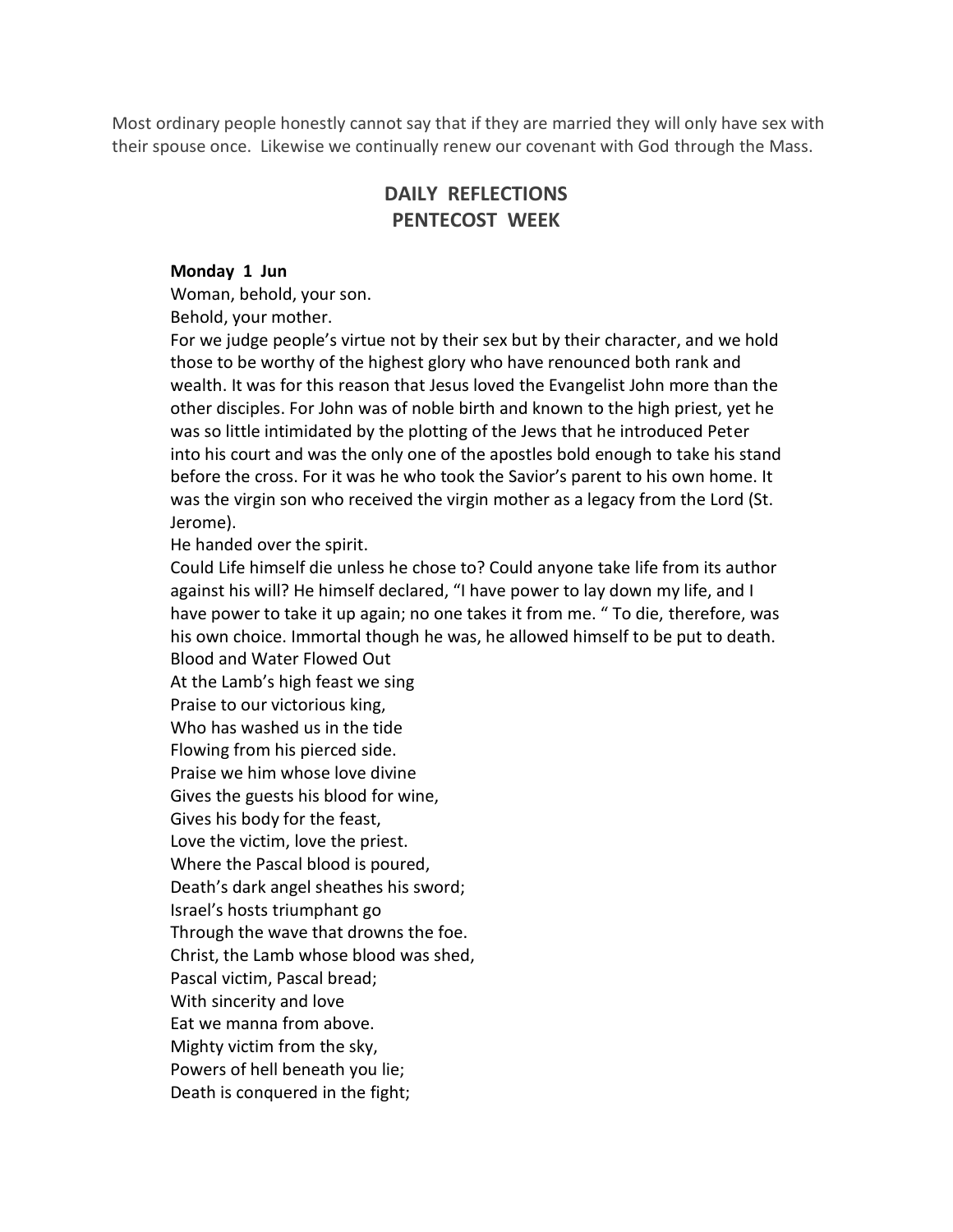Most ordinary people honestly cannot say that if they are married they will only have sex with their spouse once. Likewise we continually renew our covenant with God through the Mass.

## DAILY REFLECTIONS
## PENTECOST WEEK

**Monday 1 Jun**

Woman, behold, your son.
Behold, your mother.
For we judge people's virtue not by their sex but by their character, and we hold those to be worthy of the highest glory who have renounced both rank and wealth. It was for this reason that Jesus loved the Evangelist John more than the other disciples. For John was of noble birth and known to the high priest, yet he was so little intimidated by the plotting of the Jews that he introduced Peter into his court and was the only one of the apostles bold enough to take his stand before the cross. For it was he who took the Savior's parent to his own home. It was the virgin son who received the virgin mother as a legacy from the Lord (St. Jerome).
He handed over the spirit.
Could Life himself die unless he chose to? Could anyone take life from its author against his will? He himself declared, "I have power to lay down my life, and I have power to take it up again; no one takes it from me. " To die, therefore, was his own choice. Immortal though he was, he allowed himself to be put to death.
Blood and Water Flowed Out
At the Lamb's high feast we sing
Praise to our victorious king,
Who has washed us in the tide
Flowing from his pierced side.
Praise we him whose love divine
Gives the guests his blood for wine,
Gives his body for the feast,
Love the victim, love the priest.
Where the Pascal blood is poured,
Death's dark angel sheathes his sword;
Israel's hosts triumphant go
Through the wave that drowns the foe.
Christ, the Lamb whose blood was shed,
Pascal victim, Pascal bread;
With sincerity and love
Eat we manna from above.
Mighty victim from the sky,
Powers of hell beneath you lie;
Death is conquered in the fight;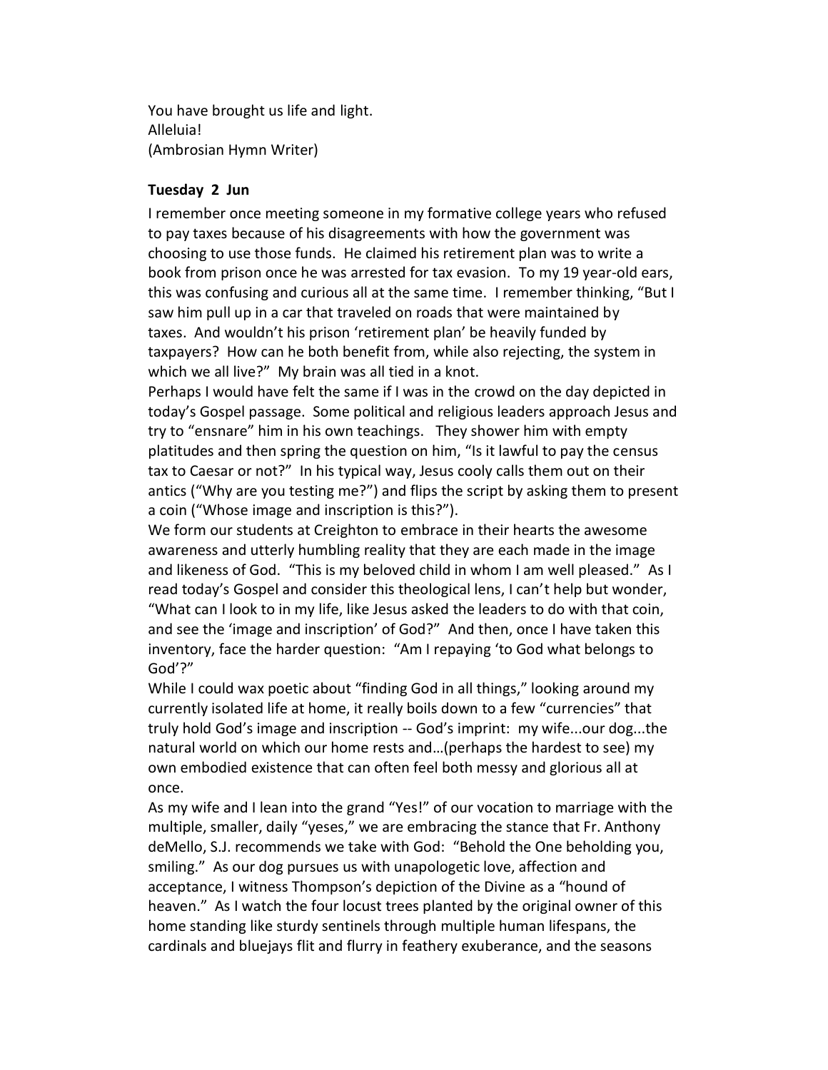You have brought us life and light.
Alleluia!
(Ambrosian Hymn Writer)

**Tuesday 2 Jun**

I remember once meeting someone in my formative college years who refused to pay taxes because of his disagreements with how the government was choosing to use those funds. He claimed his retirement plan was to write a book from prison once he was arrested for tax evasion. To my 19 year-old ears, this was confusing and curious all at the same time. I remember thinking, "But I saw him pull up in a car that traveled on roads that were maintained by taxes. And wouldn't his prison 'retirement plan' be heavily funded by taxpayers? How can he both benefit from, while also rejecting, the system in which we all live?" My brain was all tied in a knot.

Perhaps I would have felt the same if I was in the crowd on the day depicted in today's Gospel passage. Some political and religious leaders approach Jesus and try to "ensnare" him in his own teachings. They shower him with empty platitudes and then spring the question on him, "Is it lawful to pay the census tax to Caesar or not?" In his typical way, Jesus cooly calls them out on their antics ("Why are you testing me?") and flips the script by asking them to present a coin ("Whose image and inscription is this?").

We form our students at Creighton to embrace in their hearts the awesome awareness and utterly humbling reality that they are each made in the image and likeness of God. "This is my beloved child in whom I am well pleased." As I read today's Gospel and consider this theological lens, I can't help but wonder, "What can I look to in my life, like Jesus asked the leaders to do with that coin, and see the 'image and inscription' of God?" And then, once I have taken this inventory, face the harder question: "Am I repaying 'to God what belongs to God'?"

While I could wax poetic about "finding God in all things," looking around my currently isolated life at home, it really boils down to a few "currencies" that truly hold God's image and inscription -- God's imprint: my wife...our dog...the natural world on which our home rests and…(perhaps the hardest to see) my own embodied existence that can often feel both messy and glorious all at once.

As my wife and I lean into the grand "Yes!" of our vocation to marriage with the multiple, smaller, daily "yeses," we are embracing the stance that Fr. Anthony deMello, S.J. recommends we take with God: "Behold the One beholding you, smiling." As our dog pursues us with unapologetic love, affection and acceptance, I witness Thompson's depiction of the Divine as a "hound of heaven." As I watch the four locust trees planted by the original owner of this home standing like sturdy sentinels through multiple human lifespans, the cardinals and bluejays flit and flurry in feathery exuberance, and the seasons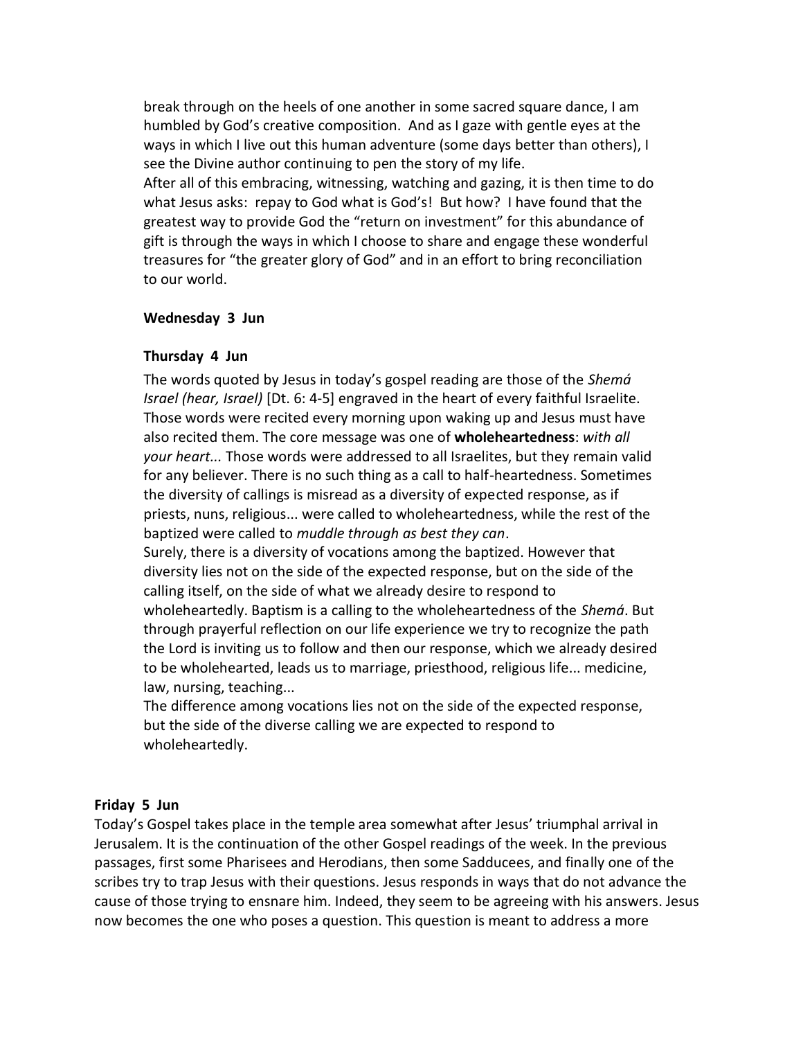break through on the heels of one another in some sacred square dance, I am humbled by God's creative composition. And as I gaze with gentle eyes at the ways in which I live out this human adventure (some days better than others), I see the Divine author continuing to pen the story of my life.
After all of this embracing, witnessing, watching and gazing, it is then time to do what Jesus asks: repay to God what is God's! But how? I have found that the greatest way to provide God the "return on investment" for this abundance of gift is through the ways in which I choose to share and engage these wonderful treasures for "the greater glory of God" and in an effort to bring reconciliation to our world.

**Wednesday 3 Jun**

**Thursday 4 Jun**

The words quoted by Jesus in today's gospel reading are those of the *Shemá Israel (hear, Israel)* [Dt. 6: 4-5] engraved in the heart of every faithful Israelite. Those words were recited every morning upon waking up and Jesus must have also recited them. The core message was one of **wholeheartedness**: *with all your heart...* Those words were addressed to all Israelites, but they remain valid for any believer. There is no such thing as a call to half-heartedness. Sometimes the diversity of callings is misread as a diversity of expected response, as if priests, nuns, religious... were called to wholeheartedness, while the rest of the baptized were called to *muddle through as best they can*.
Surely, there is a diversity of vocations among the baptized. However that diversity lies not on the side of the expected response, but on the side of the calling itself, on the side of what we already desire to respond to wholeheartedly. Baptism is a calling to the wholeheartedness of the *Shemá*. But through prayerful reflection on our life experience we try to recognize the path the Lord is inviting us to follow and then our response, which we already desired to be wholehearted, leads us to marriage, priesthood, religious life... medicine, law, nursing, teaching...
The difference among vocations lies not on the side of the expected response, but the side of the diverse calling we are expected to respond to wholeheartedly.

**Friday 5 Jun**

Today's Gospel takes place in the temple area somewhat after Jesus' triumphal arrival in Jerusalem. It is the continuation of the other Gospel readings of the week. In the previous passages, first some Pharisees and Herodians, then some Sadducees, and finally one of the scribes try to trap Jesus with their questions. Jesus responds in ways that do not advance the cause of those trying to ensnare him. Indeed, they seem to be agreeing with his answers. Jesus now becomes the one who poses a question. This question is meant to address a more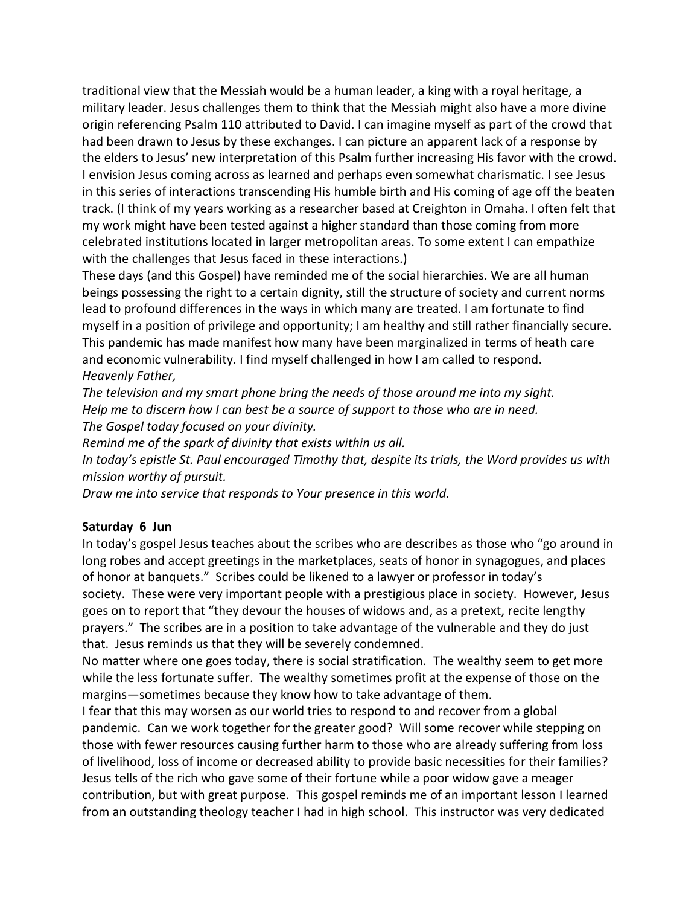traditional view that the Messiah would be a human leader, a king with a royal heritage, a military leader. Jesus challenges them to think that the Messiah might also have a more divine origin referencing Psalm 110 attributed to David. I can imagine myself as part of the crowd that had been drawn to Jesus by these exchanges. I can picture an apparent lack of a response by the elders to Jesus' new interpretation of this Psalm further increasing His favor with the crowd. I envision Jesus coming across as learned and perhaps even somewhat charismatic. I see Jesus in this series of interactions transcending His humble birth and His coming of age off the beaten track. (I think of my years working as a researcher based at Creighton in Omaha. I often felt that my work might have been tested against a higher standard than those coming from more celebrated institutions located in larger metropolitan areas. To some extent I can empathize with the challenges that Jesus faced in these interactions.)

These days (and this Gospel) have reminded me of the social hierarchies. We are all human beings possessing the right to a certain dignity, still the structure of society and current norms lead to profound differences in the ways in which many are treated. I am fortunate to find myself in a position of privilege and opportunity; I am healthy and still rather financially secure. This pandemic has made manifest how many have been marginalized in terms of heath care and economic vulnerability. I find myself challenged in how I am called to respond.

*Heavenly Father,*
*The television and my smart phone bring the needs of those around me into my sight.*
*Help me to discern how I can best be a source of support to those who are in need.*
*The Gospel today focused on your divinity.*
*Remind me of the spark of divinity that exists within us all.*
*In today's epistle St. Paul encouraged Timothy that, despite its trials, the Word provides us with mission worthy of pursuit.*
*Draw me into service that responds to Your presence in this world.*

**Saturday 6 Jun**

In today's gospel Jesus teaches about the scribes who are describes as those who "go around in long robes and accept greetings in the marketplaces, seats of honor in synagogues, and places of honor at banquets." Scribes could be likened to a lawyer or professor in today's society. These were very important people with a prestigious place in society. However, Jesus goes on to report that "they devour the houses of widows and, as a pretext, recite lengthy prayers." The scribes are in a position to take advantage of the vulnerable and they do just that. Jesus reminds us that they will be severely condemned.

No matter where one goes today, there is social stratification. The wealthy seem to get more while the less fortunate suffer. The wealthy sometimes profit at the expense of those on the margins—sometimes because they know how to take advantage of them.

I fear that this may worsen as our world tries to respond to and recover from a global pandemic. Can we work together for the greater good? Will some recover while stepping on those with fewer resources causing further harm to those who are already suffering from loss of livelihood, loss of income or decreased ability to provide basic necessities for their families? Jesus tells of the rich who gave some of their fortune while a poor widow gave a meager contribution, but with great purpose. This gospel reminds me of an important lesson I learned from an outstanding theology teacher I had in high school. This instructor was very dedicated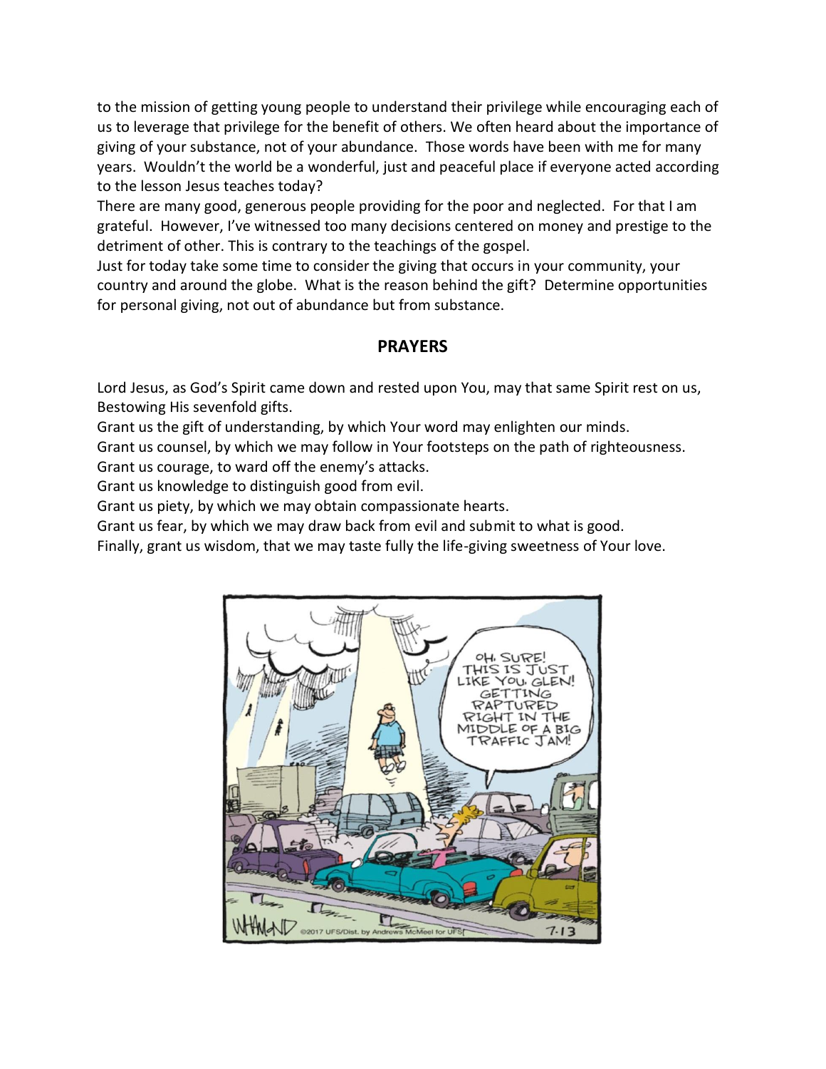to the mission of getting young people to understand their privilege while encouraging each of us to leverage that privilege for the benefit of others. We often heard about the importance of giving of your substance, not of your abundance. Those words have been with me for many years. Wouldn't the world be a wonderful, just and peaceful place if everyone acted according to the lesson Jesus teaches today?

There are many good, generous people providing for the poor and neglected. For that I am grateful. However, I've witnessed too many decisions centered on money and prestige to the detriment of other. This is contrary to the teachings of the gospel.

Just for today take some time to consider the giving that occurs in your community, your country and around the globe. What is the reason behind the gift? Determine opportunities for personal giving, not out of abundance but from substance.

## PRAYERS

Lord Jesus, as God's Spirit came down and rested upon You, may that same Spirit rest on us, Bestowing His sevenfold gifts.

Grant us the gift of understanding, by which Your word may enlighten our minds.

Grant us counsel, by which we may follow in Your footsteps on the path of righteousness.

Grant us courage, to ward off the enemy's attacks.

Grant us knowledge to distinguish good from evil.

Grant us piety, by which we may obtain compassionate hearts.

Grant us fear, by which we may draw back from evil and submit to what is good.

Finally, grant us wisdom, that we may taste fully the life-giving sweetness of Your love.